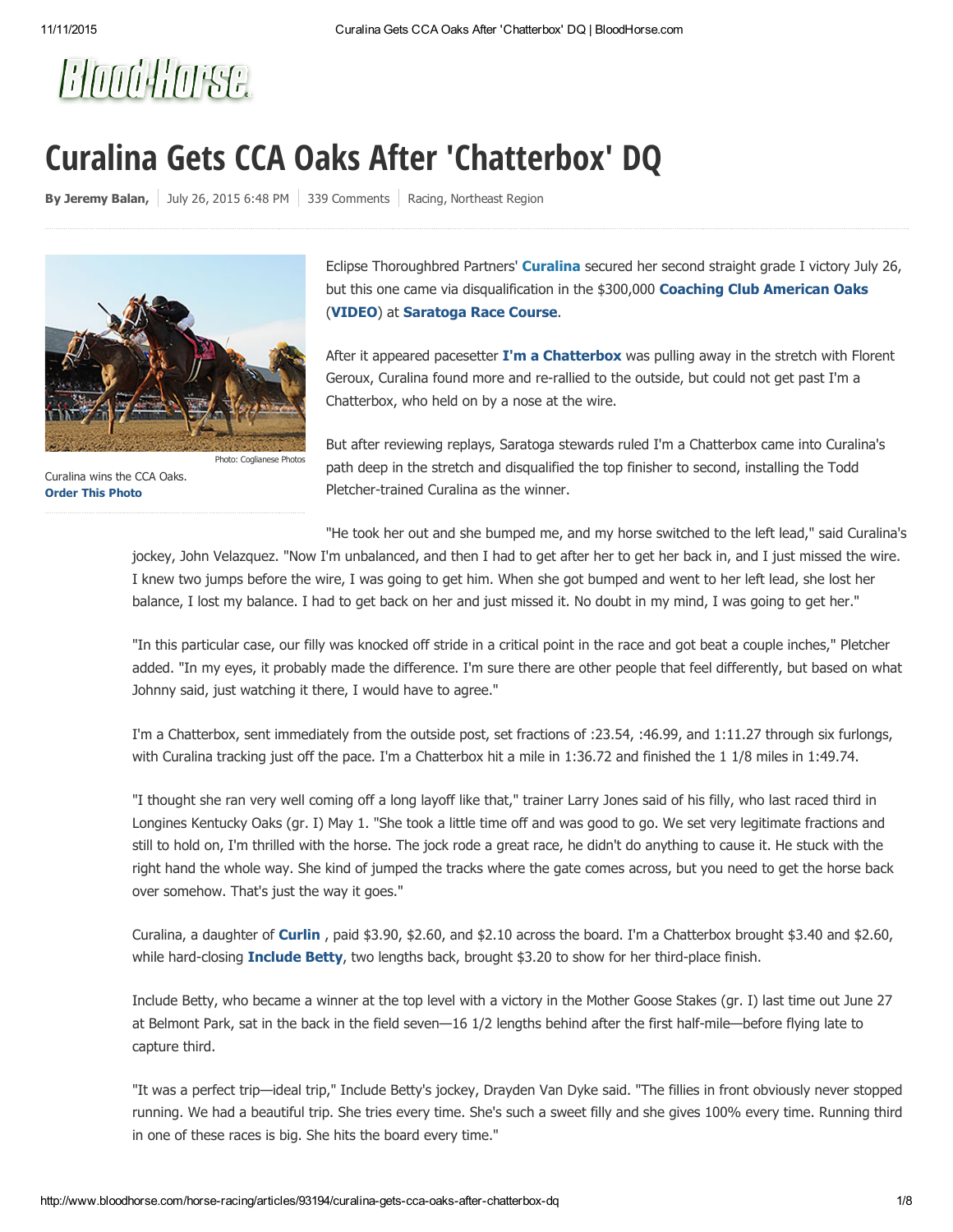# Curalina Gets CCA Oaks After 'Chatterbox' DQ

**By Jeremy Balan,** | July 26, 2015 6:48 PM | 339 Comments | Racing, Northeast Region

Photo: Coglianese Photos

Curalina wins the CCA Oaks.
**Order This Photo**

Eclipse Thoroughbred Partners' **Curalina** secured her second straight grade I victory July 26, but this one came via disqualification in the $300,000 **Coaching Club American Oaks** (**VIDEO**) at **Saratoga Race Course**.

After it appeared pacesetter **I'm a Chatterbox** was pulling away in the stretch with Florent Geroux, Curalina found more and re-rallied to the outside, but could not get past I'm a Chatterbox, who held on by a nose at the wire.

But after reviewing replays, Saratoga stewards ruled I'm a Chatterbox came into Curalina's path deep in the stretch and disqualified the top finisher to second, installing the Todd Pletcher-trained Curalina as the winner.

"He took her out and she bumped me, and my horse switched to the left lead," said Curalina's jockey, John Velazquez. "Now I'm unbalanced, and then I had to get after her to get her back in, and I just missed the wire. I knew two jumps before the wire, I was going to get him. When she got bumped and went to her left lead, she lost her balance, I lost my balance. I had to get back on her and just missed it. No doubt in my mind, I was going to get her."

"In this particular case, our filly was knocked off stride in a critical point in the race and got beat a couple inches," Pletcher added. "In my eyes, it probably made the difference. I'm sure there are other people that feel differently, but based on what Johnny said, just watching it there, I would have to agree."

I'm a Chatterbox, sent immediately from the outside post, set fractions of :23.54, :46.99, and 1:11.27 through six furlongs, with Curalina tracking just off the pace. I'm a Chatterbox hit a mile in 1:36.72 and finished the 1 1/8 miles in 1:49.74.

"I thought she ran very well coming off a long layoff like that," trainer Larry Jones said of his filly, who last raced third in Longines Kentucky Oaks (gr. I) May 1. "She took a little time off and was good to go. We set very legitimate fractions and still to hold on, I'm thrilled with the horse. The jock rode a great race, he didn't do anything to cause it. He stuck with the right hand the whole way. She kind of jumped the tracks where the gate comes across, but you need to get the horse back over somehow. That's just the way it goes."

Curalina, a daughter of **Curlin** , paid $3.90, $2.60, and $2.10 across the board. I'm a Chatterbox brought $3.40 and $2.60, while hard-closing **Include Betty**, two lengths back, brought $3.20 to show for her third-place finish.

Include Betty, who became a winner at the top level with a victory in the Mother Goose Stakes (gr. I) last time out June 27 at Belmont Park, sat in the back in the field seven—16 1/2 lengths behind after the first half-mile—before flying late to capture third.

"It was a perfect trip—ideal trip," Include Betty's jockey, Drayden Van Dyke said. "The fillies in front obviously never stopped running. We had a beautiful trip. She tries every time. She's such a sweet filly and she gives 100% every time. Running third in one of these races is big. She hits the board every time."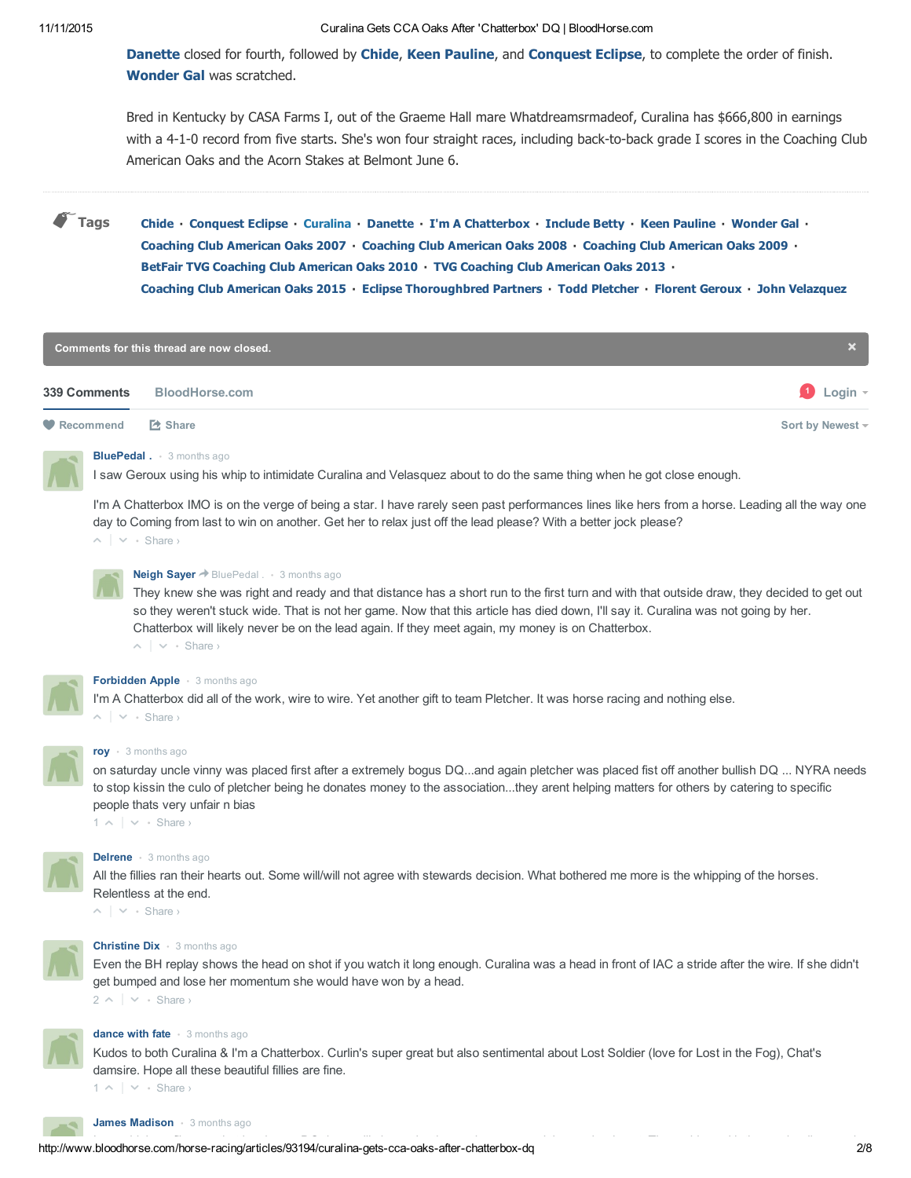**Danette** closed for fourth, followed by **Chide**, **Keen Pauline**, and **Conquest Eclipse**, to complete the order of finish. **Wonder Gal** was scratched.

Bred in Kentucky by CASA Farms I, out of the Graeme Hall mare Whatdreamsrmadeof, Curalina has $666,800 in earnings with a 4-1-0 record from five starts. She's won four straight races, including back-to-back grade I scores in the Coaching Club American Oaks and the Acorn Stakes at Belmont June 6.

---

**Tags** Chide · Conquest Eclipse · Curalina · Danette · I'm A Chatterbox · Include Betty · Keen Pauline · Wonder Gal · Coaching Club American Oaks 2007 · Coaching Club American Oaks 2008 · Coaching Club American Oaks 2009 · BetFair TVG Coaching Club American Oaks 2010 · TVG Coaching Club American Oaks 2013 · Coaching Club American Oaks 2015 · Eclipse Thoroughbred Partners · Todd Pletcher · Florent Geroux · John Velazquez

Comments for this thread are now closed.

**339 Comments** BloodHorse.com

Login

Recommend Share Sort by Newest

**BluePedal .** · 3 months ago

I saw Geroux using his whip to intimidate Curalina and Velasquez about to do the same thing when he got close enough.

I'm A Chatterbox IMO is on the verge of being a star. I have rarely seen past performances lines like hers from a horse. Leading all the way one day to Coming from last to win on another. Get her to relax just off the lead please? With a better jock please?

> **Neigh Sayer** → BluePedal . · 3 months ago
>
> They knew she was right and ready and that distance has a short run to the first turn and with that outside draw, they decided to get out so they weren't stuck wide. That is not her game. Now that this article has died down, I'll say it. Curalina was not going by her. Chatterbox will likely never be on the lead again. If they meet again, my money is on Chatterbox.

**Forbidden Apple** · 3 months ago

I'm A Chatterbox did all of the work, wire to wire. Yet another gift to team Pletcher. It was horse racing and nothing else.

**roy** · 3 months ago

on saturday uncle vinny was placed first after a extremely bogus DQ...and again pletcher was placed fist off another bullish DQ ... NYRA needs to stop kissin the culo of pletcher being he donates money to the association...they arent helping matters for others by catering to specific people thats very unfair n bias

1

**Delrene** · 3 months ago

All the fillies ran their hearts out. Some will/will not agree with stewards decision. What bothered me more is the whipping of the horses. Relentless at the end.

**Christine Dix** · 3 months ago

Even the BH replay shows the head on shot if you watch it long enough. Curalina was a head in front of IAC a stride after the wire. If she didn't get bumped and lose her momentum she would have won by a head.

2

**dance with fate** · 3 months ago

Kudos to both Curalina & I'm a Chatterbox. Curlin's super great but also sentimental about Lost Soldier (love for Lost in the Fog), Chat's damsire. Hope all these beautiful fillies are fine.

1

**James Madison** · 3 months ago